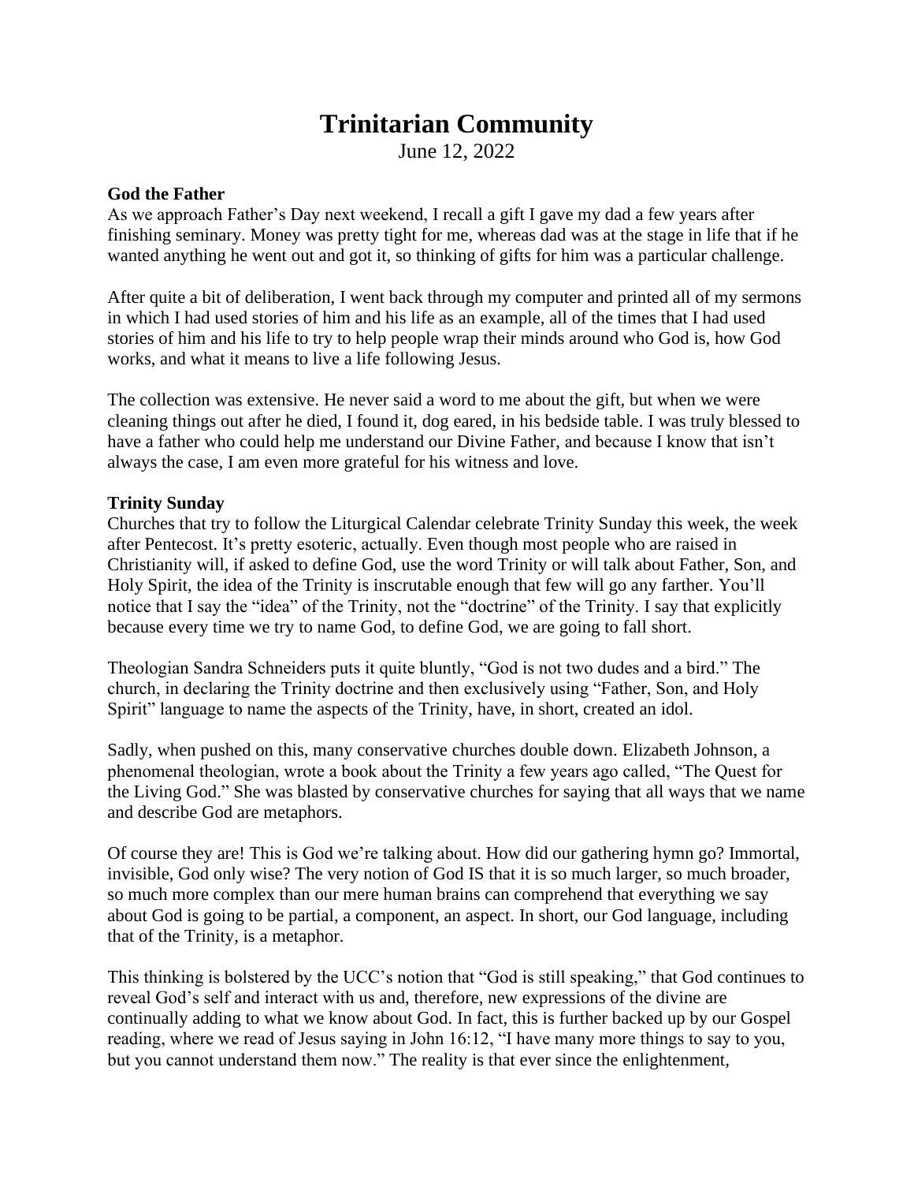# Trinitarian Community

June 12, 2022

**God the Father**

As we approach Father's Day next weekend, I recall a gift I gave my dad a few years after finishing seminary. Money was pretty tight for me, whereas dad was at the stage in life that if he wanted anything he went out and got it, so thinking of gifts for him was a particular challenge.

After quite a bit of deliberation, I went back through my computer and printed all of my sermons in which I had used stories of him and his life as an example, all of the times that I had used stories of him and his life to try to help people wrap their minds around who God is, how God works, and what it means to live a life following Jesus.

The collection was extensive. He never said a word to me about the gift, but when we were cleaning things out after he died, I found it, dog eared, in his bedside table. I was truly blessed to have a father who could help me understand our Divine Father, and because I know that isn't always the case, I am even more grateful for his witness and love.

**Trinity Sunday**

Churches that try to follow the Liturgical Calendar celebrate Trinity Sunday this week, the week after Pentecost. It's pretty esoteric, actually. Even though most people who are raised in Christianity will, if asked to define God, use the word Trinity or will talk about Father, Son, and Holy Spirit, the idea of the Trinity is inscrutable enough that few will go any farther. You'll notice that I say the "idea" of the Trinity, not the "doctrine" of the Trinity. I say that explicitly because every time we try to name God, to define God, we are going to fall short.

Theologian Sandra Schneiders puts it quite bluntly, "God is not two dudes and a bird." The church, in declaring the Trinity doctrine and then exclusively using "Father, Son, and Holy Spirit" language to name the aspects of the Trinity, have, in short, created an idol.

Sadly, when pushed on this, many conservative churches double down. Elizabeth Johnson, a phenomenal theologian, wrote a book about the Trinity a few years ago called, "The Quest for the Living God." She was blasted by conservative churches for saying that all ways that we name and describe God are metaphors.

Of course they are! This is God we're talking about. How did our gathering hymn go? Immortal, invisible, God only wise? The very notion of God IS that it is so much larger, so much broader, so much more complex than our mere human brains can comprehend that everything we say about God is going to be partial, a component, an aspect. In short, our God language, including that of the Trinity, is a metaphor.

This thinking is bolstered by the UCC's notion that "God is still speaking," that God continues to reveal God's self and interact with us and, therefore, new expressions of the divine are continually adding to what we know about God. In fact, this is further backed up by our Gospel reading, where we read of Jesus saying in John 16:12, "I have many more things to say to you, but you cannot understand them now." The reality is that ever since the enlightenment,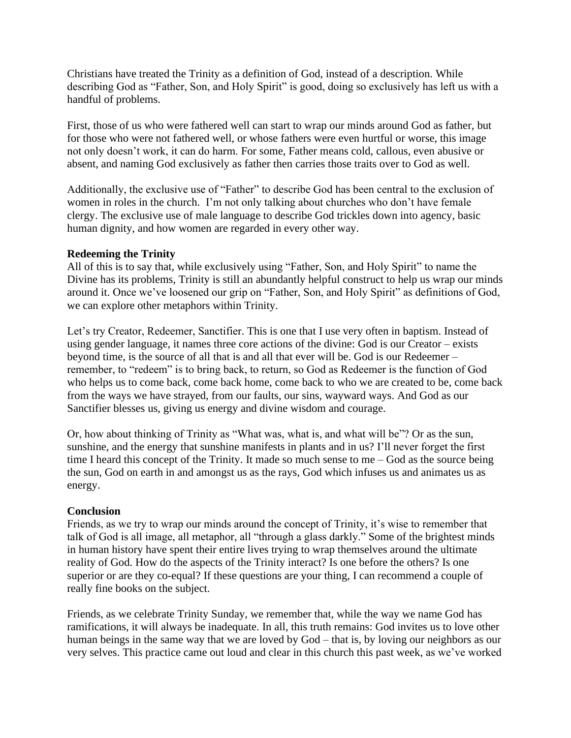Christians have treated the Trinity as a definition of God, instead of a description. While describing God as "Father, Son, and Holy Spirit" is good, doing so exclusively has left us with a handful of problems.

First, those of us who were fathered well can start to wrap our minds around God as father, but for those who were not fathered well, or whose fathers were even hurtful or worse, this image not only doesn't work, it can do harm. For some, Father means cold, callous, even abusive or absent, and naming God exclusively as father then carries those traits over to God as well.

Additionally, the exclusive use of "Father" to describe God has been central to the exclusion of women in roles in the church. I'm not only talking about churches who don't have female clergy. The exclusive use of male language to describe God trickles down into agency, basic human dignity, and how women are regarded in every other way.

**Redeeming the Trinity**

All of this is to say that, while exclusively using "Father, Son, and Holy Spirit" to name the Divine has its problems, Trinity is still an abundantly helpful construct to help us wrap our minds around it. Once we've loosened our grip on "Father, Son, and Holy Spirit" as definitions of God, we can explore other metaphors within Trinity.

Let's try Creator, Redeemer, Sanctifier. This is one that I use very often in baptism. Instead of using gender language, it names three core actions of the divine: God is our Creator – exists beyond time, is the source of all that is and all that ever will be. God is our Redeemer – remember, to "redeem" is to bring back, to return, so God as Redeemer is the function of God who helps us to come back, come back home, come back to who we are created to be, come back from the ways we have strayed, from our faults, our sins, wayward ways. And God as our Sanctifier blesses us, giving us energy and divine wisdom and courage.

Or, how about thinking of Trinity as "What was, what is, and what will be"? Or as the sun, sunshine, and the energy that sunshine manifests in plants and in us? I'll never forget the first time I heard this concept of the Trinity. It made so much sense to me – God as the source being the sun, God on earth in and amongst us as the rays, God which infuses us and animates us as energy.

**Conclusion**

Friends, as we try to wrap our minds around the concept of Trinity, it's wise to remember that talk of God is all image, all metaphor, all "through a glass darkly." Some of the brightest minds in human history have spent their entire lives trying to wrap themselves around the ultimate reality of God. How do the aspects of the Trinity interact? Is one before the others? Is one superior or are they co-equal? If these questions are your thing, I can recommend a couple of really fine books on the subject.

Friends, as we celebrate Trinity Sunday, we remember that, while the way we name God has ramifications, it will always be inadequate. In all, this truth remains: God invites us to love other human beings in the same way that we are loved by God – that is, by loving our neighbors as our very selves. This practice came out loud and clear in this church this past week, as we've worked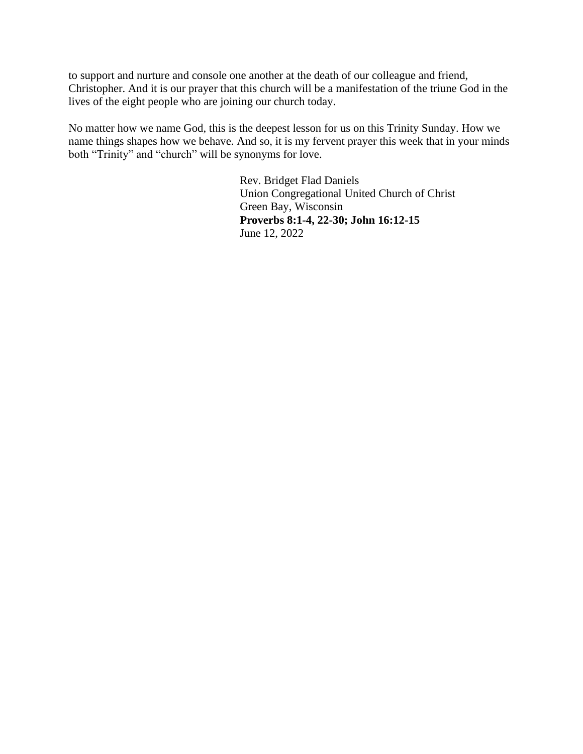to support and nurture and console one another at the death of our colleague and friend, Christopher. And it is our prayer that this church will be a manifestation of the triune God in the lives of the eight people who are joining our church today.

No matter how we name God, this is the deepest lesson for us on this Trinity Sunday. How we name things shapes how we behave. And so, it is my fervent prayer this week that in your minds both "Trinity" and "church" will be synonyms for love.

Rev. Bridget Flad Daniels
Union Congregational United Church of Christ
Green Bay, Wisconsin
**Proverbs 8:1-4, 22-30; John 16:12-15**
June 12, 2022